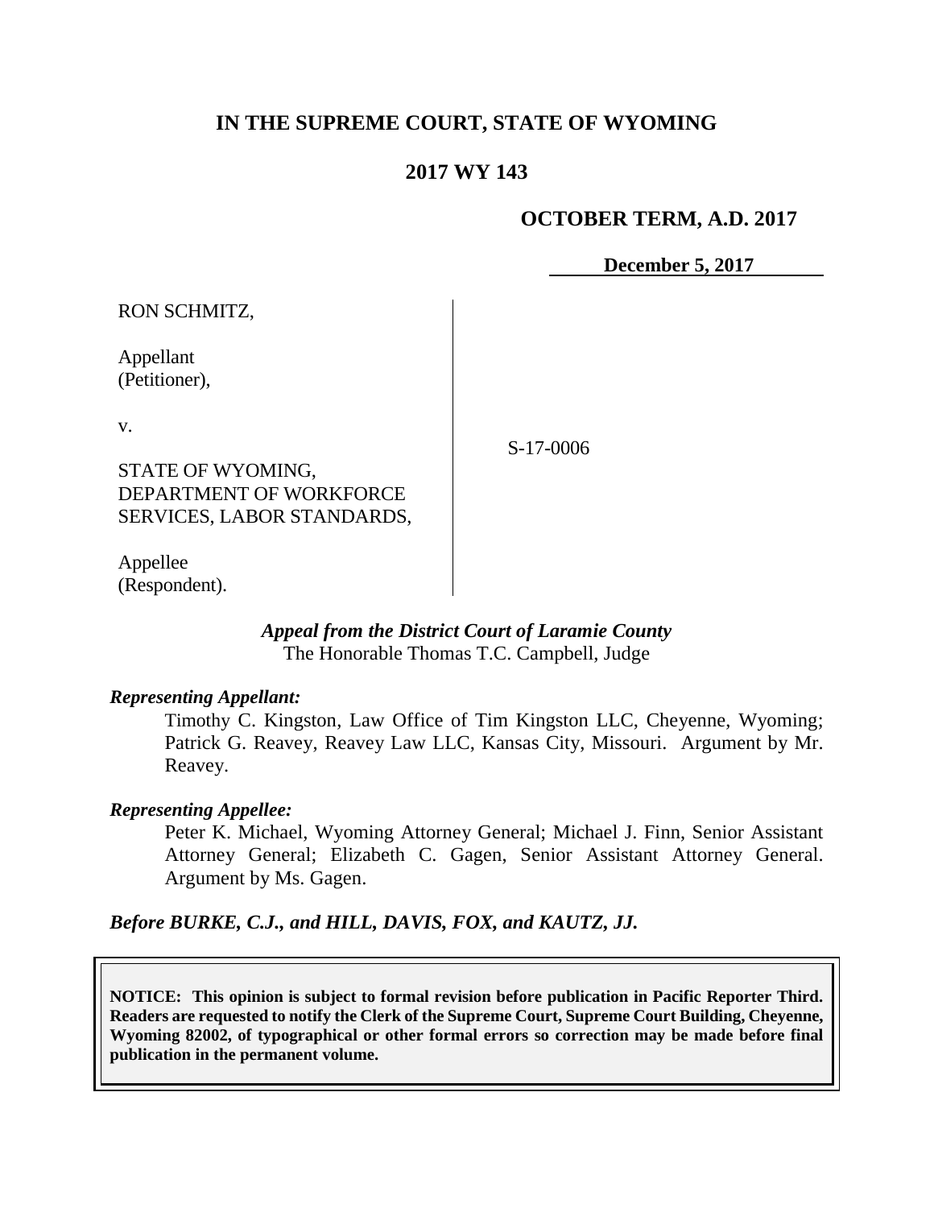# IN THE SUPREME COURT, STATE OF WYOMING

## 2017 WY 143

**OCTOBER TERM, A.D. 2017**

**December 5, 2017**

RON SCHMITZ,

Appellant
(Petitioner),

v.

STATE OF WYOMING, DEPARTMENT OF WORKFORCE SERVICES, LABOR STANDARDS,

Appellee
(Respondent).

S-17-0006

***Appeal from the District Court of Laramie County***
The Honorable Thomas T.C. Campbell, Judge

***Representing Appellant:***

Timothy C. Kingston, Law Office of Tim Kingston LLC, Cheyenne, Wyoming; Patrick G. Reavey, Reavey Law LLC, Kansas City, Missouri. Argument by Mr. Reavey.

***Representing Appellee:***

Peter K. Michael, Wyoming Attorney General; Michael J. Finn, Senior Assistant Attorney General; Elizabeth C. Gagen, Senior Assistant Attorney General. Argument by Ms. Gagen.

***Before BURKE, C.J., and HILL, DAVIS, FOX, and KAUTZ, JJ.***

**NOTICE: This opinion is subject to formal revision before publication in Pacific Reporter Third. Readers are requested to notify the Clerk of the Supreme Court, Supreme Court Building, Cheyenne, Wyoming 82002, of typographical or other formal errors so correction may be made before final publication in the permanent volume.**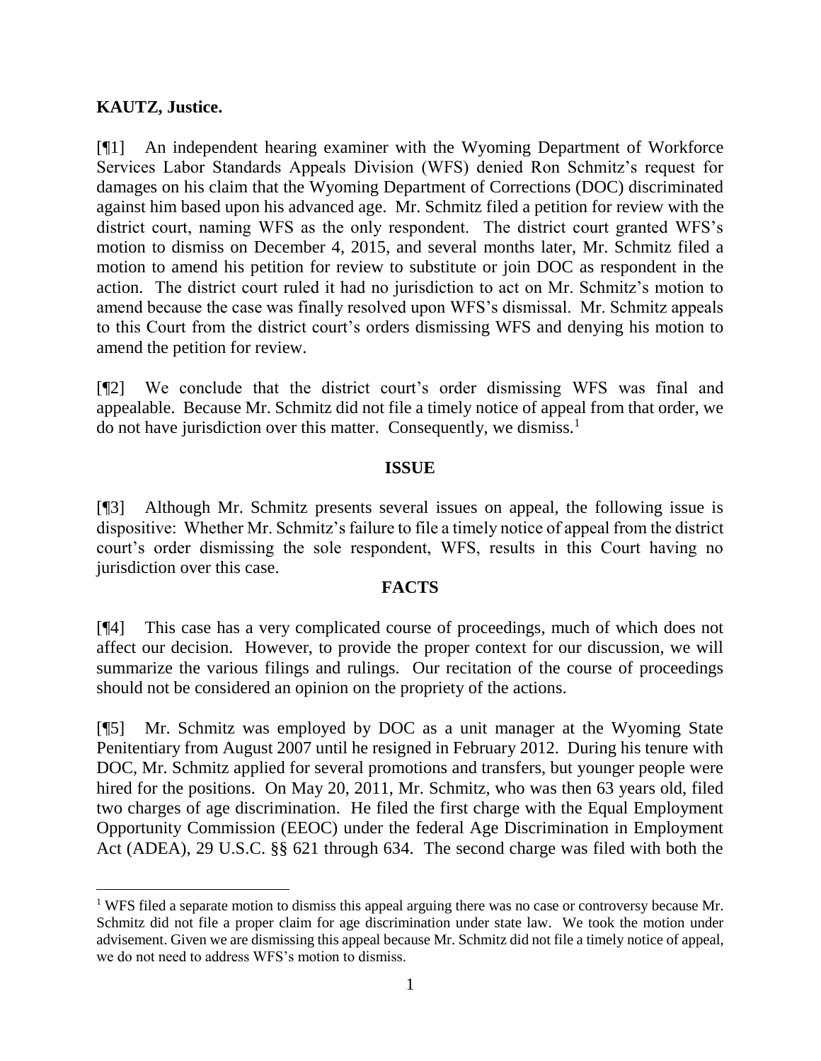**KAUTZ, Justice.**

[¶1] An independent hearing examiner with the Wyoming Department of Workforce Services Labor Standards Appeals Division (WFS) denied Ron Schmitz's request for damages on his claim that the Wyoming Department of Corrections (DOC) discriminated against him based upon his advanced age. Mr. Schmitz filed a petition for review with the district court, naming WFS as the only respondent. The district court granted WFS's motion to dismiss on December 4, 2015, and several months later, Mr. Schmitz filed a motion to amend his petition for review to substitute or join DOC as respondent in the action. The district court ruled it had no jurisdiction to act on Mr. Schmitz's motion to amend because the case was finally resolved upon WFS's dismissal. Mr. Schmitz appeals to this Court from the district court's orders dismissing WFS and denying his motion to amend the petition for review.

[¶2] We conclude that the district court's order dismissing WFS was final and appealable. Because Mr. Schmitz did not file a timely notice of appeal from that order, we do not have jurisdiction over this matter. Consequently, we dismiss.[1]

## ISSUE

[¶3] Although Mr. Schmitz presents several issues on appeal, the following issue is dispositive: Whether Mr. Schmitz's failure to file a timely notice of appeal from the district court's order dismissing the sole respondent, WFS, results in this Court having no jurisdiction over this case.

## FACTS

[¶4] This case has a very complicated course of proceedings, much of which does not affect our decision. However, to provide the proper context for our discussion, we will summarize the various filings and rulings. Our recitation of the course of proceedings should not be considered an opinion on the propriety of the actions.

[¶5] Mr. Schmitz was employed by DOC as a unit manager at the Wyoming State Penitentiary from August 2007 until he resigned in February 2012. During his tenure with DOC, Mr. Schmitz applied for several promotions and transfers, but younger people were hired for the positions. On May 20, 2011, Mr. Schmitz, who was then 63 years old, filed two charges of age discrimination. He filed the first charge with the Equal Employment Opportunity Commission (EEOC) under the federal Age Discrimination in Employment Act (ADEA), 29 U.S.C. §§ 621 through 634. The second charge was filed with both the

---

[1] WFS filed a separate motion to dismiss this appeal arguing there was no case or controversy because Mr. Schmitz did not file a proper claim for age discrimination under state law. We took the motion under advisement. Given we are dismissing this appeal because Mr. Schmitz did not file a timely notice of appeal, we do not need to address WFS's motion to dismiss.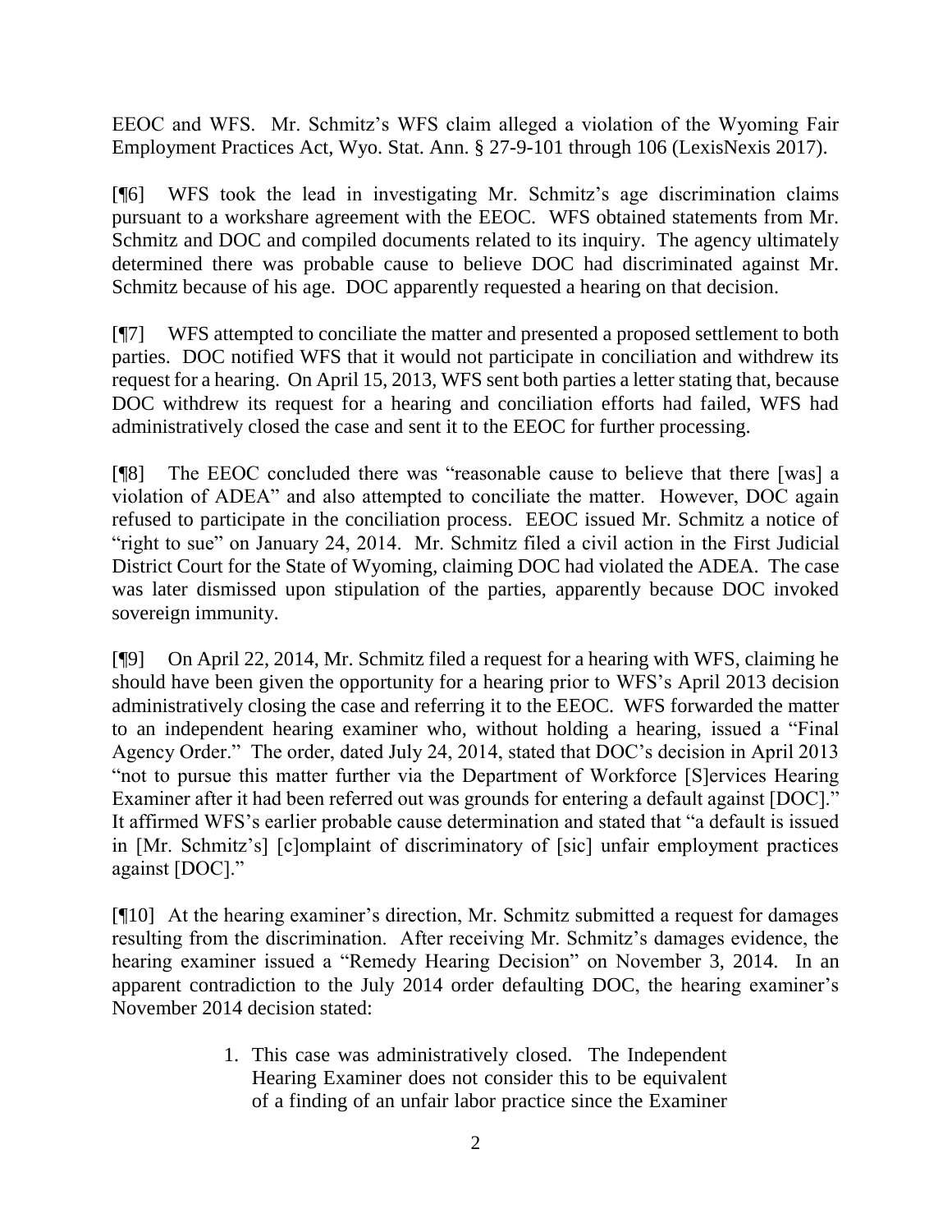EEOC and WFS. Mr. Schmitz's WFS claim alleged a violation of the Wyoming Fair Employment Practices Act, Wyo. Stat. Ann. § 27-9-101 through 106 (LexisNexis 2017).

[¶6] WFS took the lead in investigating Mr. Schmitz's age discrimination claims pursuant to a workshare agreement with the EEOC. WFS obtained statements from Mr. Schmitz and DOC and compiled documents related to its inquiry. The agency ultimately determined there was probable cause to believe DOC had discriminated against Mr. Schmitz because of his age. DOC apparently requested a hearing on that decision.

[¶7] WFS attempted to conciliate the matter and presented a proposed settlement to both parties. DOC notified WFS that it would not participate in conciliation and withdrew its request for a hearing. On April 15, 2013, WFS sent both parties a letter stating that, because DOC withdrew its request for a hearing and conciliation efforts had failed, WFS had administratively closed the case and sent it to the EEOC for further processing.

[¶8] The EEOC concluded there was "reasonable cause to believe that there [was] a violation of ADEA" and also attempted to conciliate the matter. However, DOC again refused to participate in the conciliation process. EEOC issued Mr. Schmitz a notice of "right to sue" on January 24, 2014. Mr. Schmitz filed a civil action in the First Judicial District Court for the State of Wyoming, claiming DOC had violated the ADEA. The case was later dismissed upon stipulation of the parties, apparently because DOC invoked sovereign immunity.

[¶9] On April 22, 2014, Mr. Schmitz filed a request for a hearing with WFS, claiming he should have been given the opportunity for a hearing prior to WFS's April 2013 decision administratively closing the case and referring it to the EEOC. WFS forwarded the matter to an independent hearing examiner who, without holding a hearing, issued a "Final Agency Order." The order, dated July 24, 2014, stated that DOC's decision in April 2013 "not to pursue this matter further via the Department of Workforce [S]ervices Hearing Examiner after it had been referred out was grounds for entering a default against [DOC]." It affirmed WFS's earlier probable cause determination and stated that "a default is issued in [Mr. Schmitz's] [c]omplaint of discriminatory of [sic] unfair employment practices against [DOC]."

[¶10] At the hearing examiner's direction, Mr. Schmitz submitted a request for damages resulting from the discrimination. After receiving Mr. Schmitz's damages evidence, the hearing examiner issued a "Remedy Hearing Decision" on November 3, 2014. In an apparent contradiction to the July 2014 order defaulting DOC, the hearing examiner's November 2014 decision stated:

> 1. This case was administratively closed. The Independent Hearing Examiner does not consider this to be equivalent of a finding of an unfair labor practice since the Examiner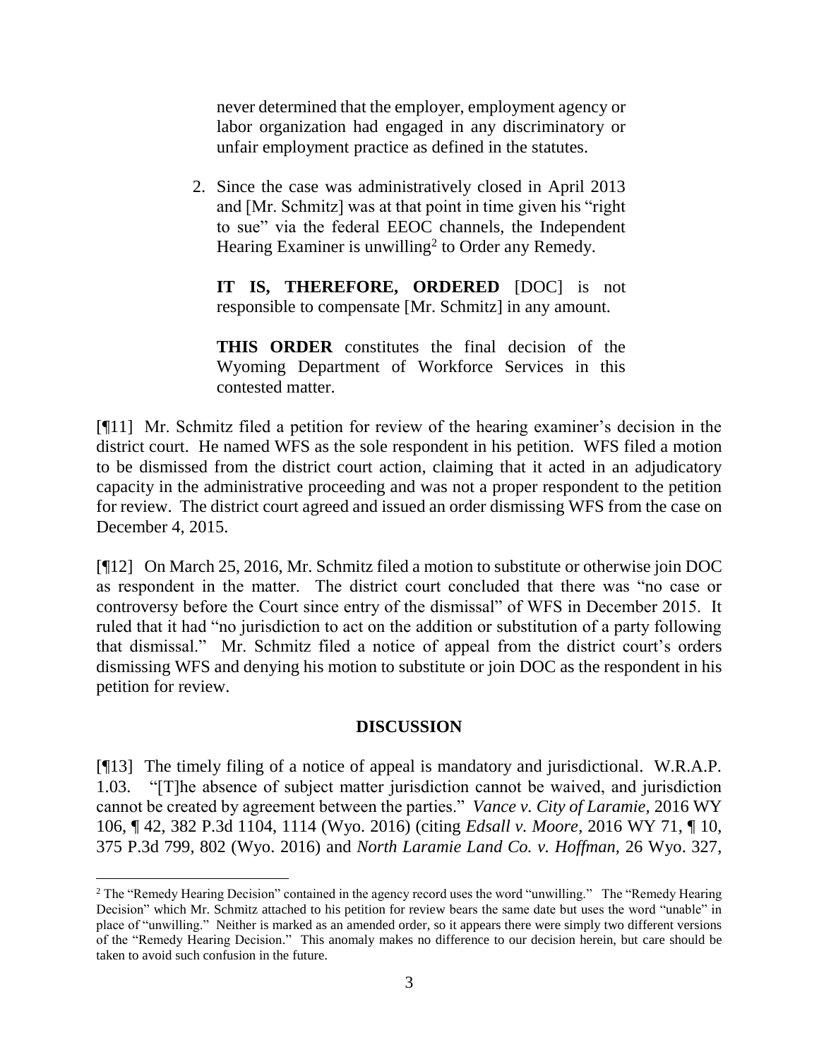> never determined that the employer, employment agency or labor organization had engaged in any discriminatory or unfair employment practice as defined in the statutes.
>
> 2. Since the case was administratively closed in April 2013 and [Mr. Schmitz] was at that point in time given his "right to sue" via the federal EEOC channels, the Independent Hearing Examiner is unwilling[2] to Order any Remedy.
>
> **IT IS, THEREFORE, ORDERED** [DOC] is not responsible to compensate [Mr. Schmitz] in any amount.
>
> **THIS ORDER** constitutes the final decision of the Wyoming Department of Workforce Services in this contested matter.

[¶11] Mr. Schmitz filed a petition for review of the hearing examiner's decision in the district court. He named WFS as the sole respondent in his petition. WFS filed a motion to be dismissed from the district court action, claiming that it acted in an adjudicatory capacity in the administrative proceeding and was not a proper respondent to the petition for review. The district court agreed and issued an order dismissing WFS from the case on December 4, 2015.

[¶12] On March 25, 2016, Mr. Schmitz filed a motion to substitute or otherwise join DOC as respondent in the matter. The district court concluded that there was "no case or controversy before the Court since entry of the dismissal" of WFS in December 2015. It ruled that it had "no jurisdiction to act on the addition or substitution of a party following that dismissal." Mr. Schmitz filed a notice of appeal from the district court's orders dismissing WFS and denying his motion to substitute or join DOC as the respondent in his petition for review.

## DISCUSSION

[¶13] The timely filing of a notice of appeal is mandatory and jurisdictional. W.R.A.P. 1.03. "[T]he absence of subject matter jurisdiction cannot be waived, and jurisdiction cannot be created by agreement between the parties." *Vance v. City of Laramie,* 2016 WY 106, ¶ 42, 382 P.3d 1104, 1114 (Wyo. 2016) (citing *Edsall v. Moore,* 2016 WY 71, ¶ 10, 375 P.3d 799, 802 (Wyo. 2016) and *North Laramie Land Co. v. Hoffman,* 26 Wyo. 327,

---

[2] The "Remedy Hearing Decision" contained in the agency record uses the word "unwilling." The "Remedy Hearing Decision" which Mr. Schmitz attached to his petition for review bears the same date but uses the word "unable" in place of "unwilling." Neither is marked as an amended order, so it appears there were simply two different versions of the "Remedy Hearing Decision." This anomaly makes no difference to our decision herein, but care should be taken to avoid such confusion in the future.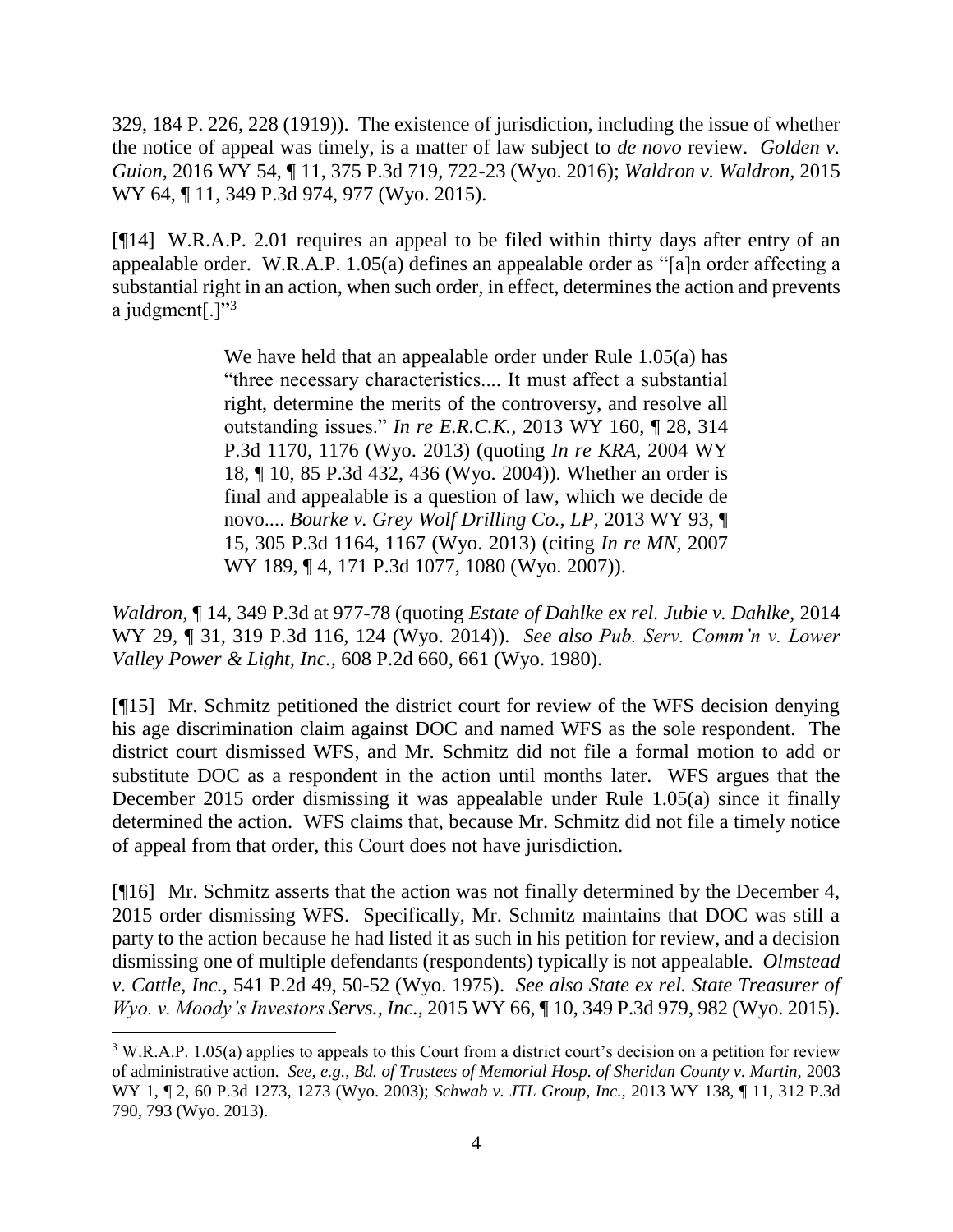329, 184 P. 226, 228 (1919)). The existence of jurisdiction, including the issue of whether the notice of appeal was timely, is a matter of law subject to *de novo* review. *Golden v. Guion*, 2016 WY 54, ¶ 11, 375 P.3d 719, 722-23 (Wyo. 2016); *Waldron v. Waldron*, 2015 WY 64, ¶ 11, 349 P.3d 974, 977 (Wyo. 2015).

[¶14] W.R.A.P. 2.01 requires an appeal to be filed within thirty days after entry of an appealable order. W.R.A.P. 1.05(a) defines an appealable order as "[a]n order affecting a substantial right in an action, when such order, in effect, determines the action and prevents a judgment[.]"[3]

> We have held that an appealable order under Rule 1.05(a) has "three necessary characteristics.... It must affect a substantial right, determine the merits of the controversy, and resolve all outstanding issues." *In re E.R.C.K.*, 2013 WY 160, ¶ 28, 314 P.3d 1170, 1176 (Wyo. 2013) (quoting *In re KRA*, 2004 WY 18, ¶ 10, 85 P.3d 432, 436 (Wyo. 2004)). Whether an order is final and appealable is a question of law, which we decide de novo.... *Bourke v. Grey Wolf Drilling Co., LP*, 2013 WY 93, ¶ 15, 305 P.3d 1164, 1167 (Wyo. 2013) (citing *In re MN*, 2007 WY 189, ¶ 4, 171 P.3d 1077, 1080 (Wyo. 2007)).

*Waldron*, ¶ 14, 349 P.3d at 977-78 (quoting *Estate of Dahlke ex rel. Jubie v. Dahlke*, 2014 WY 29, ¶ 31, 319 P.3d 116, 124 (Wyo. 2014)). *See also Pub. Serv. Comm'n v. Lower Valley Power & Light, Inc.*, 608 P.2d 660, 661 (Wyo. 1980).

[¶15] Mr. Schmitz petitioned the district court for review of the WFS decision denying his age discrimination claim against DOC and named WFS as the sole respondent. The district court dismissed WFS, and Mr. Schmitz did not file a formal motion to add or substitute DOC as a respondent in the action until months later. WFS argues that the December 2015 order dismissing it was appealable under Rule 1.05(a) since it finally determined the action. WFS claims that, because Mr. Schmitz did not file a timely notice of appeal from that order, this Court does not have jurisdiction.

[¶16] Mr. Schmitz asserts that the action was not finally determined by the December 4, 2015 order dismissing WFS. Specifically, Mr. Schmitz maintains that DOC was still a party to the action because he had listed it as such in his petition for review, and a decision dismissing one of multiple defendants (respondents) typically is not appealable. *Olmstead v. Cattle, Inc.*, 541 P.2d 49, 50-52 (Wyo. 1975). *See also State ex rel. State Treasurer of Wyo. v. Moody's Investors Servs., Inc.*, 2015 WY 66, ¶ 10, 349 P.3d 979, 982 (Wyo. 2015).

---

[3] W.R.A.P. 1.05(a) applies to appeals to this Court from a district court's decision on a petition for review of administrative action. *See, e.g., Bd. of Trustees of Memorial Hosp. of Sheridan County v. Martin,* 2003 WY 1, ¶ 2, 60 P.3d 1273, 1273 (Wyo. 2003); *Schwab v. JTL Group, Inc.,* 2013 WY 138, ¶ 11, 312 P.3d 790, 793 (Wyo. 2013).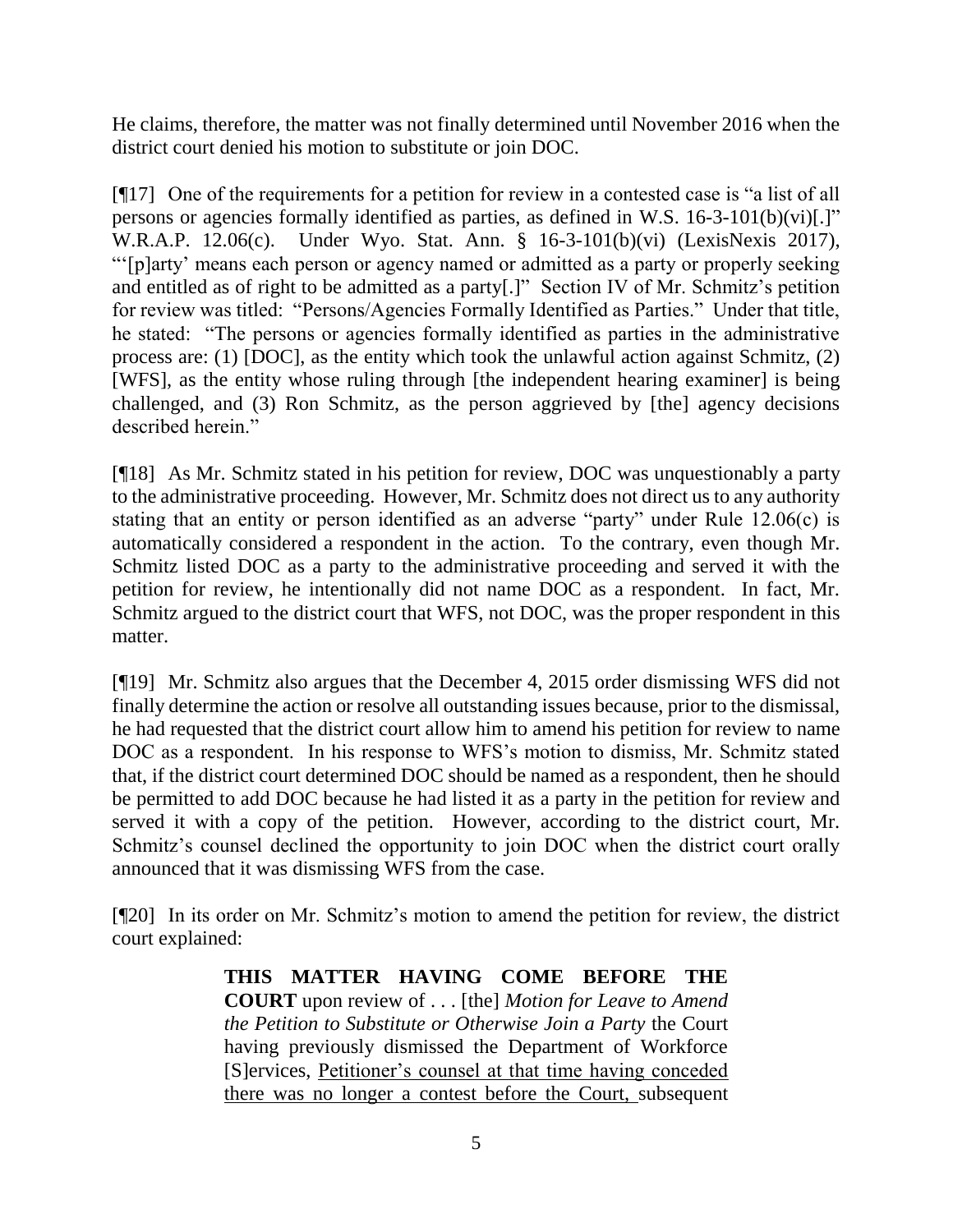He claims, therefore, the matter was not finally determined until November 2016 when the district court denied his motion to substitute or join DOC.

[¶17] One of the requirements for a petition for review in a contested case is "a list of all persons or agencies formally identified as parties, as defined in W.S. 16-3-101(b)(vi)[.]" W.R.A.P. 12.06(c). Under Wyo. Stat. Ann. § 16-3-101(b)(vi) (LexisNexis 2017), "'[p]arty' means each person or agency named or admitted as a party or properly seeking and entitled as of right to be admitted as a party[.]" Section IV of Mr. Schmitz's petition for review was titled: "Persons/Agencies Formally Identified as Parties." Under that title, he stated: "The persons or agencies formally identified as parties in the administrative process are: (1) [DOC], as the entity which took the unlawful action against Schmitz, (2) [WFS], as the entity whose ruling through [the independent hearing examiner] is being challenged, and (3) Ron Schmitz, as the person aggrieved by [the] agency decisions described herein."

[¶18] As Mr. Schmitz stated in his petition for review, DOC was unquestionably a party to the administrative proceeding. However, Mr. Schmitz does not direct us to any authority stating that an entity or person identified as an adverse "party" under Rule 12.06(c) is automatically considered a respondent in the action. To the contrary, even though Mr. Schmitz listed DOC as a party to the administrative proceeding and served it with the petition for review, he intentionally did not name DOC as a respondent. In fact, Mr. Schmitz argued to the district court that WFS, not DOC, was the proper respondent in this matter.

[¶19] Mr. Schmitz also argues that the December 4, 2015 order dismissing WFS did not finally determine the action or resolve all outstanding issues because, prior to the dismissal, he had requested that the district court allow him to amend his petition for review to name DOC as a respondent. In his response to WFS's motion to dismiss, Mr. Schmitz stated that, if the district court determined DOC should be named as a respondent, then he should be permitted to add DOC because he had listed it as a party in the petition for review and served it with a copy of the petition. However, according to the district court, Mr. Schmitz's counsel declined the opportunity to join DOC when the district court orally announced that it was dismissing WFS from the case.

[¶20] In its order on Mr. Schmitz's motion to amend the petition for review, the district court explained:

> **THIS MATTER HAVING COME BEFORE THE COURT** upon review of . . . [the] *Motion for Leave to Amend the Petition to Substitute or Otherwise Join a Party* the Court having previously dismissed the Department of Workforce [S]ervices, <u>Petitioner's counsel at that time having conceded there was no longer a contest before the Court,</u> subsequent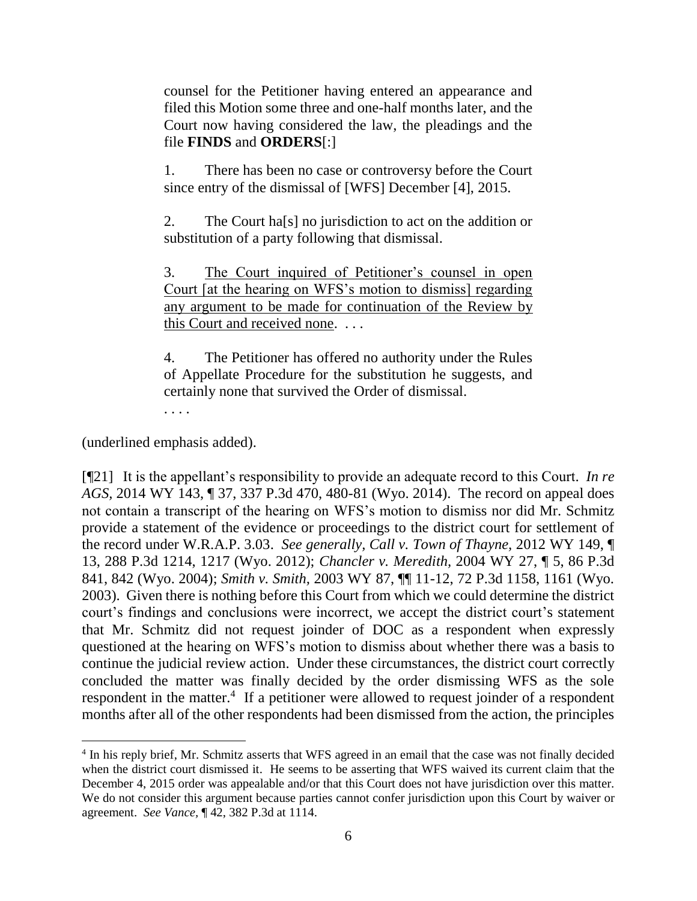> counsel for the Petitioner having entered an appearance and filed this Motion some three and one-half months later, and the Court now having considered the law, the pleadings and the file **FINDS** and **ORDERS**[:]
>
> 1. There has been no case or controversy before the Court since entry of the dismissal of [WFS] December [4], 2015.
>
> 2. The Court ha[s] no jurisdiction to act on the addition or substitution of a party following that dismissal.
>
> 3. <u>The Court inquired of Petitioner's counsel in open Court [at the hearing on WFS's motion to dismiss] regarding any argument to be made for continuation of the Review by this Court and received none</u>. . . .
>
> 4. The Petitioner has offered no authority under the Rules of Appellate Procedure for the substitution he suggests, and certainly none that survived the Order of dismissal.
>
> . . . .

(underlined emphasis added).

[¶21] It is the appellant's responsibility to provide an adequate record to this Court. *In re AGS*, 2014 WY 143, ¶ 37, 337 P.3d 470, 480-81 (Wyo. 2014). The record on appeal does not contain a transcript of the hearing on WFS's motion to dismiss nor did Mr. Schmitz provide a statement of the evidence or proceedings to the district court for settlement of the record under W.R.A.P. 3.03. *See generally*, *Call v. Town of Thayne*, 2012 WY 149, ¶ 13, 288 P.3d 1214, 1217 (Wyo. 2012); *Chancler v. Meredith*, 2004 WY 27, ¶ 5, 86 P.3d 841, 842 (Wyo. 2004); *Smith v. Smith*, 2003 WY 87, ¶¶ 11-12, 72 P.3d 1158, 1161 (Wyo. 2003). Given there is nothing before this Court from which we could determine the district court's findings and conclusions were incorrect, we accept the district court's statement that Mr. Schmitz did not request joinder of DOC as a respondent when expressly questioned at the hearing on WFS's motion to dismiss about whether there was a basis to continue the judicial review action. Under these circumstances, the district court correctly concluded the matter was finally decided by the order dismissing WFS as the sole respondent in the matter.[4] If a petitioner were allowed to request joinder of a respondent months after all of the other respondents had been dismissed from the action, the principles

---

[4] In his reply brief, Mr. Schmitz asserts that WFS agreed in an email that the case was not finally decided when the district court dismissed it. He seems to be asserting that WFS waived its current claim that the December 4, 2015 order was appealable and/or that this Court does not have jurisdiction over this matter. We do not consider this argument because parties cannot confer jurisdiction upon this Court by waiver or agreement. *See Vance*, ¶ 42, 382 P.3d at 1114.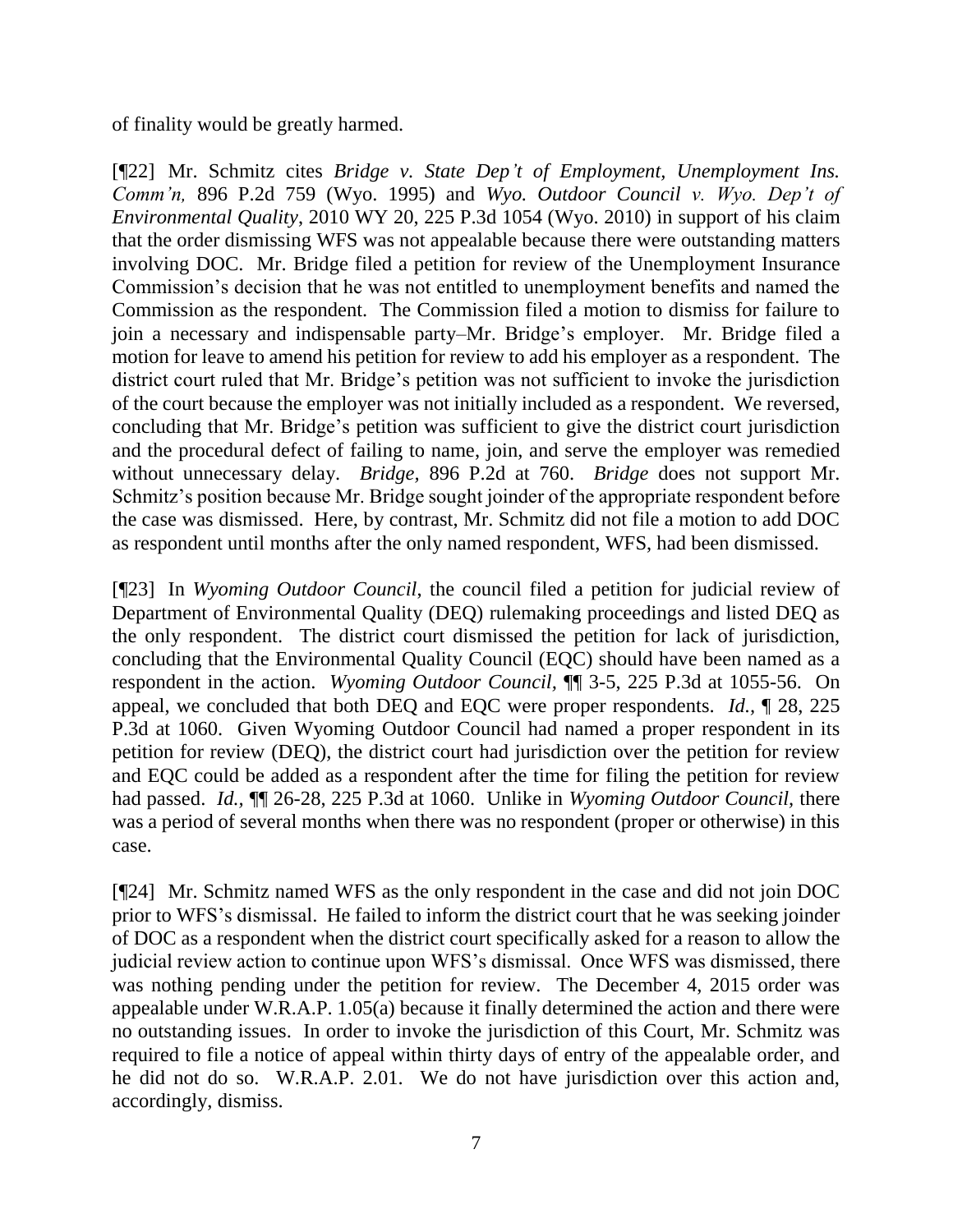of finality would be greatly harmed.

[¶22] Mr. Schmitz cites *Bridge v. State Dep't of Employment, Unemployment Ins. Comm'n,* 896 P.2d 759 (Wyo. 1995) and *Wyo. Outdoor Council v. Wyo. Dep't of Environmental Quality*, 2010 WY 20, 225 P.3d 1054 (Wyo. 2010) in support of his claim that the order dismissing WFS was not appealable because there were outstanding matters involving DOC. Mr. Bridge filed a petition for review of the Unemployment Insurance Commission's decision that he was not entitled to unemployment benefits and named the Commission as the respondent. The Commission filed a motion to dismiss for failure to join a necessary and indispensable party–Mr. Bridge's employer. Mr. Bridge filed a motion for leave to amend his petition for review to add his employer as a respondent. The district court ruled that Mr. Bridge's petition was not sufficient to invoke the jurisdiction of the court because the employer was not initially included as a respondent. We reversed, concluding that Mr. Bridge's petition was sufficient to give the district court jurisdiction and the procedural defect of failing to name, join, and serve the employer was remedied without unnecessary delay. *Bridge*, 896 P.2d at 760. *Bridge* does not support Mr. Schmitz's position because Mr. Bridge sought joinder of the appropriate respondent before the case was dismissed. Here, by contrast, Mr. Schmitz did not file a motion to add DOC as respondent until months after the only named respondent, WFS, had been dismissed.

[¶23] In *Wyoming Outdoor Council*, the council filed a petition for judicial review of Department of Environmental Quality (DEQ) rulemaking proceedings and listed DEQ as the only respondent. The district court dismissed the petition for lack of jurisdiction, concluding that the Environmental Quality Council (EQC) should have been named as a respondent in the action. *Wyoming Outdoor Council*, ¶¶ 3-5, 225 P.3d at 1055-56. On appeal, we concluded that both DEQ and EQC were proper respondents. *Id.*, ¶ 28, 225 P.3d at 1060. Given Wyoming Outdoor Council had named a proper respondent in its petition for review (DEQ), the district court had jurisdiction over the petition for review and EQC could be added as a respondent after the time for filing the petition for review had passed. *Id.*, ¶¶ 26-28, 225 P.3d at 1060. Unlike in *Wyoming Outdoor Council*, there was a period of several months when there was no respondent (proper or otherwise) in this case.

[¶24] Mr. Schmitz named WFS as the only respondent in the case and did not join DOC prior to WFS's dismissal. He failed to inform the district court that he was seeking joinder of DOC as a respondent when the district court specifically asked for a reason to allow the judicial review action to continue upon WFS's dismissal. Once WFS was dismissed, there was nothing pending under the petition for review. The December 4, 2015 order was appealable under W.R.A.P. 1.05(a) because it finally determined the action and there were no outstanding issues. In order to invoke the jurisdiction of this Court, Mr. Schmitz was required to file a notice of appeal within thirty days of entry of the appealable order, and he did not do so. W.R.A.P. 2.01. We do not have jurisdiction over this action and, accordingly, dismiss.